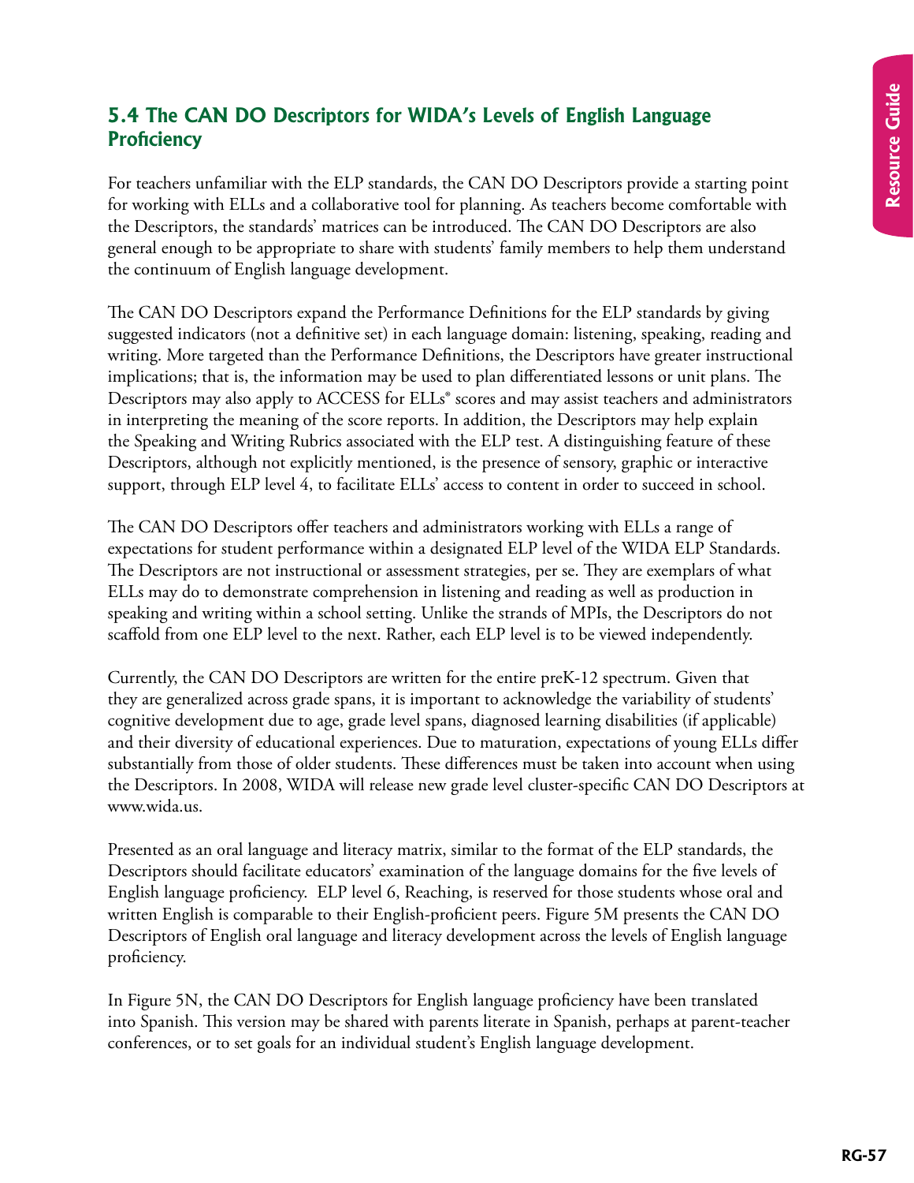## 5.4 The CAN DO Descriptors for WIDA's Levels of English Language Proficiency

For teachers unfamiliar with the ELP standards, the CAN DO Descriptors provide a starting point for working with ELLs and a collaborative tool for planning. As teachers become comfortable with the Descriptors, the standards' matrices can be introduced. The CAN DO Descriptors are also general enough to be appropriate to share with students' family members to help them understand the continuum of English language development.

The CAN DO Descriptors expand the Performance Definitions for the ELP standards by giving suggested indicators (not a definitive set) in each language domain: listening, speaking, reading and writing. More targeted than the Performance Definitions, the Descriptors have greater instructional implications; that is, the information may be used to plan differentiated lessons or unit plans. The Descriptors may also apply to ACCESS for ELLs® scores and may assist teachers and administrators in interpreting the meaning of the score reports. In addition, the Descriptors may help explain the Speaking and Writing Rubrics associated with the ELP test. A distinguishing feature of these Descriptors, although not explicitly mentioned, is the presence of sensory, graphic or interactive support, through ELP level 4, to facilitate ELLs' access to content in order to succeed in school.

The CAN DO Descriptors offer teachers and administrators working with ELLs a range of expectations for student performance within a designated ELP level of the WIDA ELP Standards. The Descriptors are not instructional or assessment strategies, per se. They are exemplars of what ELLs may do to demonstrate comprehension in listening and reading as well as production in speaking and writing within a school setting. Unlike the strands of MPIs, the Descriptors do not scaffold from one ELP level to the next. Rather, each ELP level is to be viewed independently.

Currently, the CAN DO Descriptors are written for the entire preK-12 spectrum. Given that they are generalized across grade spans, it is important to acknowledge the variability of students' cognitive development due to age, grade level spans, diagnosed learning disabilities (if applicable) and their diversity of educational experiences. Due to maturation, expectations of young ELLs differ substantially from those of older students. These differences must be taken into account when using the Descriptors. In 2008, WIDA will release new grade level cluster-specific CAN DO Descriptors at www.wida.us.

Presented as an oral language and literacy matrix, similar to the format of the ELP standards, the Descriptors should facilitate educators' examination of the language domains for the five levels of English language proficiency. ELP level 6, Reaching, is reserved for those students whose oral and written English is comparable to their English-proficient peers. Figure 5M presents the CAN DO Descriptors of English oral language and literacy development across the levels of English language proficiency.

In Figure 5N, the CAN DO Descriptors for English language proficiency have been translated into Spanish. This version may be shared with parents literate in Spanish, perhaps at parent-teacher conferences, or to set goals for an individual student's English language development.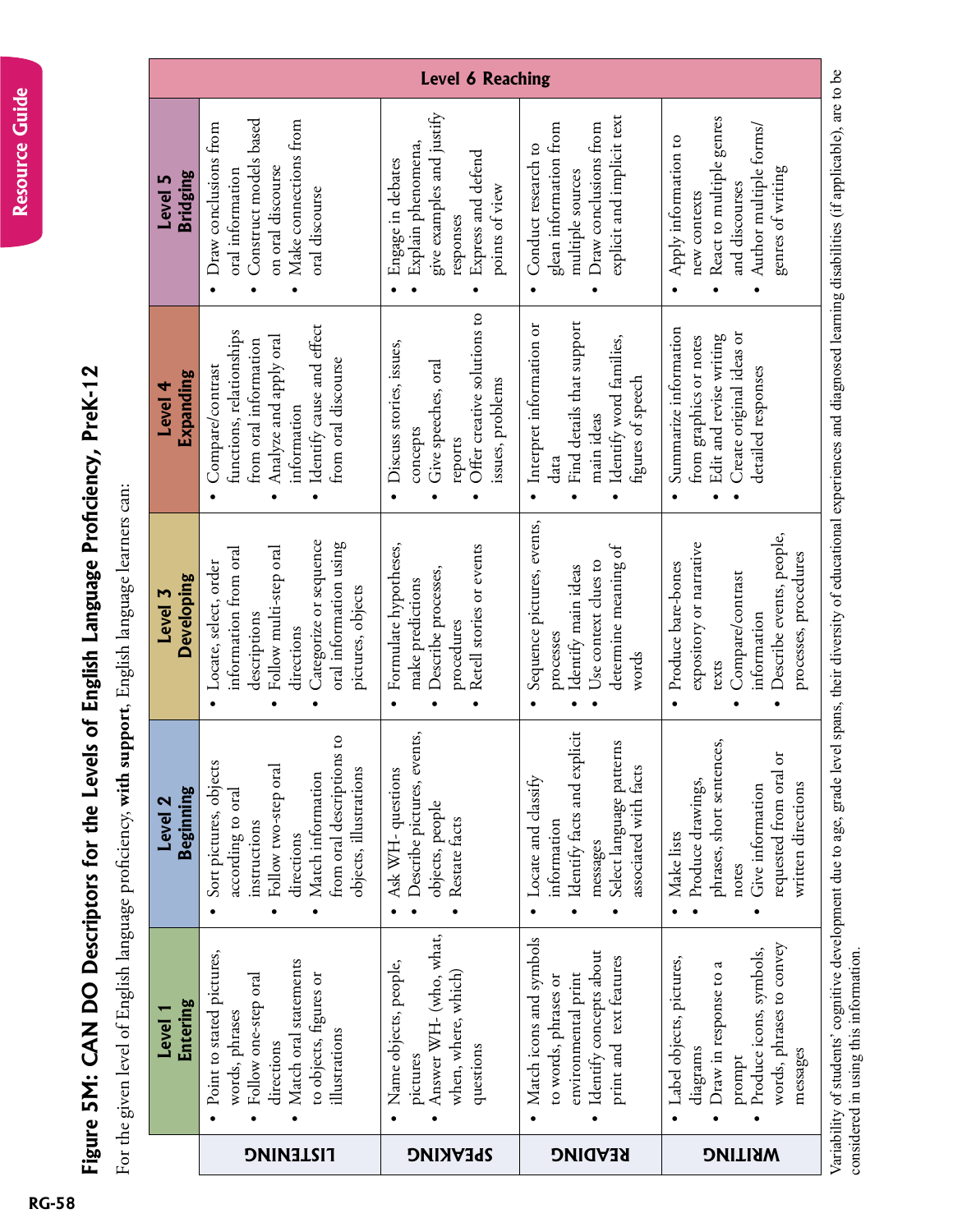# Figure 5M: CAN DO Descriptors for the Levels of English Language Proficiency, PreK-12

For the given level of English language proficiency, **with support**, English language learners can:

| | Level 1 Entering | Level 2 Beginning | Level 3 Developing | Level 4 Expanding | Level 5 Bridging | Level 6 Reaching |
|---|---|---|---|---|---|---|
| **LISTENING** | • Point to stated pictures, words, phrases<br>• Follow one-step oral directions<br>• Match oral statements to objects, figures or illustrations | • Sort pictures, objects according to oral instructions<br>• Follow two-step oral directions<br>• Match information from oral descriptions to objects, illustrations | • Locate, select, order information from oral descriptions<br>• Follow multi-step oral directions<br>• Categorize or sequence oral information using pictures, objects | • Compare/contrast functions, relationships from oral information<br>• Analyze and apply oral information<br>• Identify cause and effect from oral discourse | • Draw conclusions from oral information<br>• Construct models based on oral discourse<br>• Make connections from oral discourse | |
| **SPEAKING** | • Name objects, people, pictures<br>• Answer WH- (who, what, when, where, which) questions | • Ask WH- questions<br>• Describe pictures, events, objects, people<br>• Restate facts | • Formulate hypotheses, make predictions<br>• Describe processes, procedures<br>• Retell stories or events | • Discuss stories, issues, concepts<br>• Give speeches, oral reports<br>• Offer creative solutions to issues, problems | • Engage in debates<br>• Explain phenomena, give examples and justify responses<br>• Express and defend points of view | |
| **READING** | • Match icons and symbols to words, phrases or environmental print<br>• Identify concepts about print and text features | • Locate and classify information<br>• Identify facts and explicit messages<br>• Select language patterns associated with facts | • Sequence pictures, events, processes<br>• Identify main ideas<br>• Use context clues to determine meaning of words | • Interpret information or data<br>• Find details that support main ideas<br>• Identify word families, figures of speech | • Conduct research to glean information from multiple sources<br>• Draw conclusions from explicit and implicit text | |
| **WRITING** | • Label objects, pictures, diagrams<br>• Draw in response to a prompt<br>• Produce icons, symbols, words, phrases to convey messages | • Make lists<br>• Produce drawings, phrases, short sentences, notes<br>• Give information requested from oral or written directions | • Produce bare-bones expository or narrative texts<br>• Compare/contrast information<br>• Describe events, people, processes, procedures | • Summarize information from graphics or notes<br>• Edit and revise writing<br>• Create original ideas or detailed responses | • Apply information to new contexts<br>• React to multiple genres and discourses<br>• Author multiple forms/genres of writing | |

Variability of students' cognitive development due to age, grade level spans, their diversity of educational experiences and diagnosed learning disabilities (if applicable), are to be considered in using this information.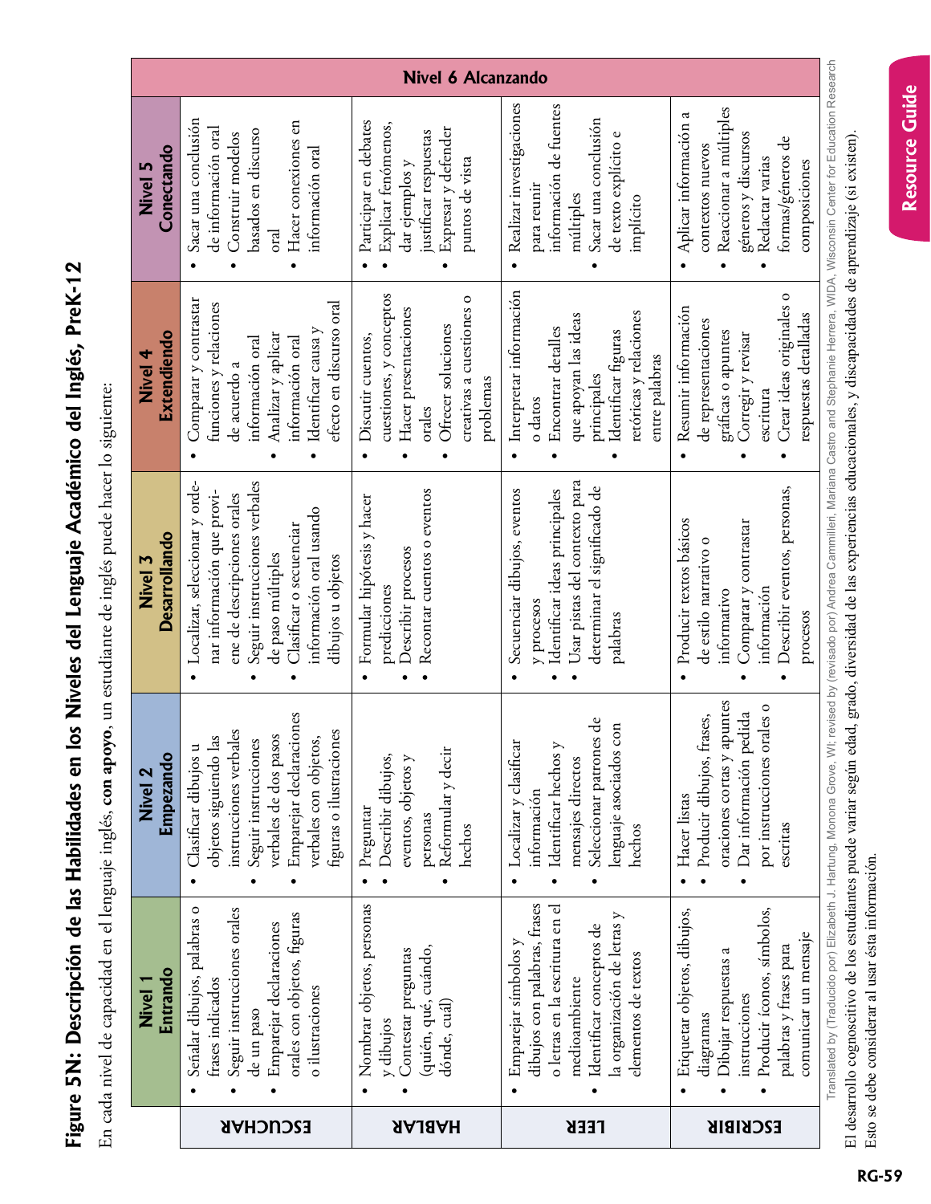# Figure 5N: Descripción de las Habilidades en los Niveles del Lenguaje Académico del Inglés, PreK-12

En cada nivel de capacidad en el lenguaje inglés, **con apoyo**, un estudiante de inglés puede hacer lo siguiente:

| | Nivel 1 Entrando | Nivel 2 Empezando | Nivel 3 Desarrollando | Nivel 4 Extendiendo | Nivel 5 Conectando | Nivel 6 Alcanzando |
|---|---|---|---|---|---|---|
| **ESCUCHAR** | • Señalar dibujos, palabras o frases indicados<br>• Seguir instrucciones orales de un paso<br>• Emparejar declaraciones orales con objetos, figuras o ilustraciones | • Clasificar dibujos u objetos siguiendo las instrucciones verbales<br>• Seguir instrucciones verbales de dos pasos<br>• Emparejar declaraciones verbales con objetos, figuras o ilustraciones | • Localizar, seleccionar y ordenar información que proviene de descripciones orales<br>• Seguir instrucciones verbales de paso múltiples<br>• Clasificar o secuenciar información oral usando dibujos u objetos | • Comparar y contrastar funciones y relaciones de acuerdo a información oral<br>• Analizar y aplicar información oral<br>• Identificar causa y efecto en discurso oral | • Sacar una conclusión de información oral<br>• Construir modelos basados en discurso oral<br>• Hacer conexiones en información oral | |
| **HABLAR** | • Nombrar objetos, personas y dibujos<br>• Contestar preguntas (quién, qué, cuándo, dónde, cuál) | • Preguntar<br>• Describir dibujos, eventos, objetos y personas<br>• Reformular y decir hechos | • Formular hipótesis y hacer predicciones<br>• Describir procesos<br>• Recontar cuentos o eventos | • Discutir cuentos, cuestiones, y conceptos<br>• Hacer presentaciones orales<br>• Ofrecer soluciones creativas a cuestiones o problemas | • Participar en debates<br>• Explicar fenómenos, dar ejemplos y justificar respuestas<br>• Expresar y defender puntos de vista | |
| **LEER** | • Emparejar símbolos y dibujos con palabras, frases o letras en la escritura en el medioambiente<br>• Identificar conceptos de la organización de letras y elementos de textos | • Localizar y clasificar información<br>• Identificar hechos y mensajes directos<br>• Seleccionar patrones de lenguaje asociados con hechos | • Secuenciar dibujos, eventos y procesos<br>• Identificar ideas principales<br>• Usar pistas del contexto para determinar el significado de palabras | • Interpretar información o datos<br>• Encontrar detalles que apoyan las ideas principales<br>• Identificar figuras retóricas y relaciones entre palabras | • Realizar investigaciones para reunir información de fuentes múltiples<br>• Sacar una conclusión de texto explícito e implícito | |
| **ESCRIBIR** | • Etiquetar objetos, dibujos, diagramas<br>• Dibujar respuestas a instrucciones<br>• Producir íconos, símbolos, palabras y frases para comunicar un mensaje | • Hacer listas<br>• Producir dibujos, frases, oraciones cortas y apuntes<br>• Dar información pedida por instrucciones orales o escritas | • Producir textos básicos de estilo narrativo o informativo<br>• Comparar y contrastar información<br>• Describir eventos, personas, procesos | • Resumir información de representaciones gráficas o apuntes<br>• Corregir y revisar escritura<br>• Crear ideas originales o respuestas detalladas | • Aplicar información a contextos nuevos<br>• Reaccionar a múltiples géneros y discursos<br>• Redactar varias formas/géneros de composiciones | |

Translated by (Traducido por) Elizabeth J. Hartung, Monona Grove, WI; revised by (revisado por) Andrea Cammilleri, Mariana Castro and Stephanie Herrera, WIDA, Wisconsin Center for Education Research

El desarrollo cognoscitivo de los estudiantes puede variar según edad, grado, diversidad de las experiencias educacionales, y discapacidades de aprendizaje (si existen). Esto se debe considerar al usar ésta información.